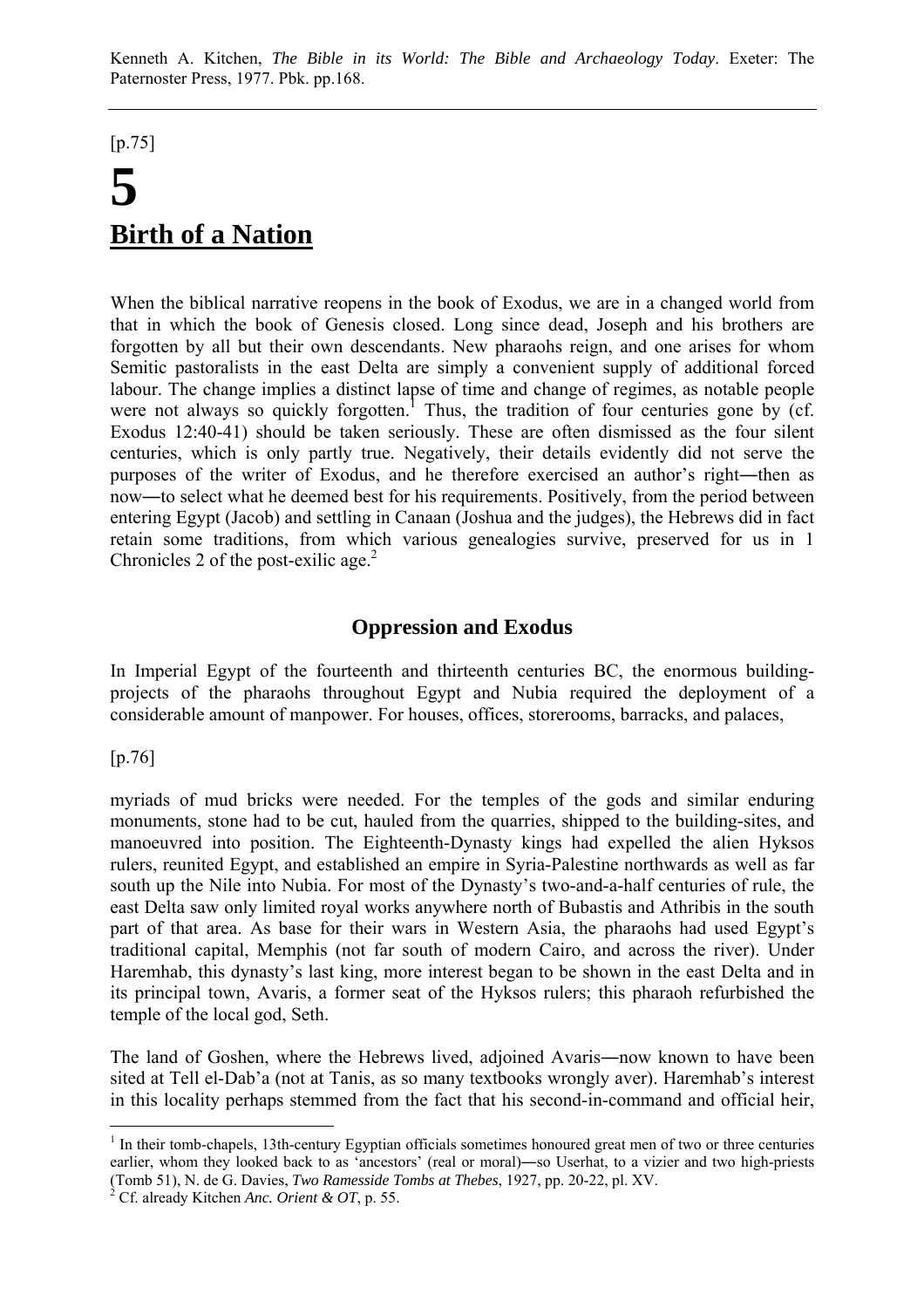Kenneth A. Kitchen, *The Bible in its World: The Bible and Archaeology Today*. Exeter: The Paternoster Press, 1977. Pbk. pp.168.

---

[p.75]

# 5

# Birth of a Nation

When the biblical narrative reopens in the book of Exodus, we are in a changed world from that in which the book of Genesis closed. Long since dead, Joseph and his brothers are forgotten by all but their own descendants. New pharaohs reign, and one arises for whom Semitic pastoralists in the east Delta are simply a convenient supply of additional forced labour. The change implies a distinct lapse of time and change of regimes, as notable people were not always so quickly forgotten.[1] Thus, the tradition of four centuries gone by (cf. Exodus 12:40-41) should be taken seriously. These are often dismissed as the four silent centuries, which is only partly true. Negatively, their details evidently did not serve the purposes of the writer of Exodus, and he therefore exercised an author's right—then as now—to select what he deemed best for his requirements. Positively, from the period between entering Egypt (Jacob) and settling in Canaan (Joshua and the judges), the Hebrews did in fact retain some traditions, from which various genealogies survive, preserved for us in 1 Chronicles 2 of the post-exilic age.[2]

## Oppression and Exodus

In Imperial Egypt of the fourteenth and thirteenth centuries BC, the enormous building-projects of the pharaohs throughout Egypt and Nubia required the deployment of a considerable amount of manpower. For houses, offices, storerooms, barracks, and palaces,

[p.76]

myriads of mud bricks were needed. For the temples of the gods and similar enduring monuments, stone had to be cut, hauled from the quarries, shipped to the building-sites, and manoeuvred into position. The Eighteenth-Dynasty kings had expelled the alien Hyksos rulers, reunited Egypt, and established an empire in Syria-Palestine northwards as well as far south up the Nile into Nubia. For most of the Dynasty's two-and-a-half centuries of rule, the east Delta saw only limited royal works anywhere north of Bubastis and Athribis in the south part of that area. As base for their wars in Western Asia, the pharaohs had used Egypt's traditional capital, Memphis (not far south of modern Cairo, and across the river). Under Haremhab, this dynasty's last king, more interest began to be shown in the east Delta and in its principal town, Avaris, a former seat of the Hyksos rulers; this pharaoh refurbished the temple of the local god, Seth.

The land of Goshen, where the Hebrews lived, adjoined Avaris—now known to have been sited at Tell el-Dab'a (not at Tanis, as so many textbooks wrongly aver). Haremhab's interest in this locality perhaps stemmed from the fact that his second-in-command and official heir,

---

[1] In their tomb-chapels, 13th-century Egyptian officials sometimes honoured great men of two or three centuries earlier, whom they looked back to as 'ancestors' (real or moral)—so Userhat, to a vizier and two high-priests (Tomb 51), N. de G. Davies, *Two Ramesside Tombs at Thebes*, 1927, pp. 20-22, pl. XV.

[2] Cf. already Kitchen *Anc. Orient & OT*, p. 55.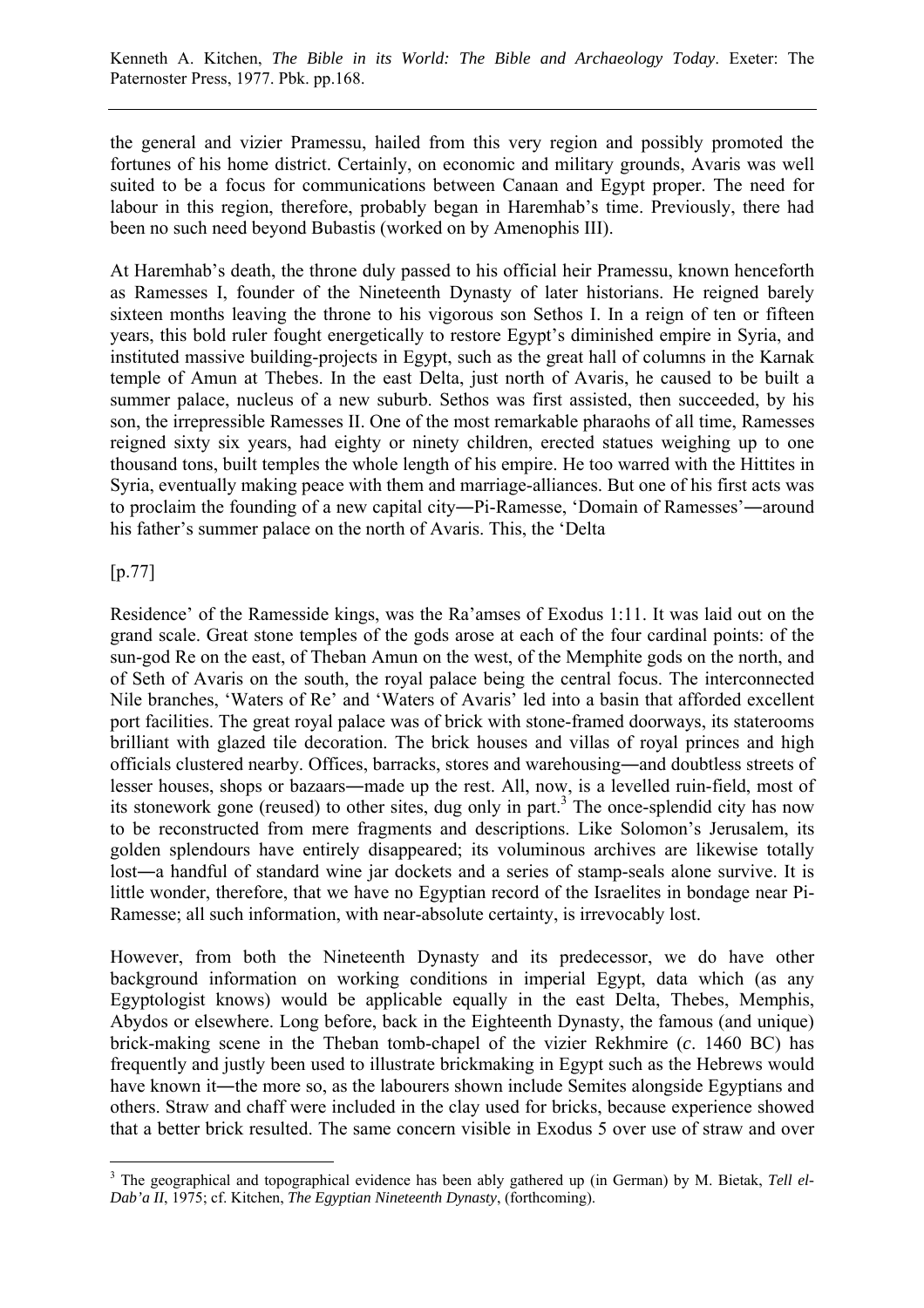the general and vizier Pramessu, hailed from this very region and possibly promoted the fortunes of his home district. Certainly, on economic and military grounds, Avaris was well suited to be a focus for communications between Canaan and Egypt proper. The need for labour in this region, therefore, probably began in Haremhab's time. Previously, there had been no such need beyond Bubastis (worked on by Amenophis III).

At Haremhab's death, the throne duly passed to his official heir Pramessu, known henceforth as Rameses I, founder of the Nineteenth Dynasty of later historians. He reigned barely sixteen months leaving the throne to his vigorous son Sethos I. In a reign of ten or fifteen years, this bold ruler fought energetically to restore Egypt's diminished empire in Syria, and instituted massive building-projects in Egypt, such as the great hall of columns in the Karnak temple of Amun at Thebes. In the east Delta, just north of Avaris, he caused to be built a summer palace, nucleus of a new suburb. Sethos was first assisted, then succeeded, by his son, the irrepressible Ramesses II. One of the most remarkable pharaohs of all time, Ramesses reigned sixty six years, had eighty or ninety children, erected statues weighing up to one thousand tons, built temples the whole length of his empire. He too warred with the Hittites in Syria, eventually making peace with them and marriage-alliances. But one of his first acts was to proclaim the founding of a new capital city―Pi-Ramesse, 'Domain of Ramesses'―around his father's summer palace on the north of Avaris. This, the 'Delta

[p.77]

Residence' of the Ramesside kings, was the Ra'amses of Exodus 1:11. It was laid out on the grand scale. Great stone temples of the gods arose at each of the four cardinal points: of the sun-god Re on the east, of Theban Amun on the west, of the Memphite gods on the north, and of Seth of Avaris on the south, the royal palace being the central focus. The interconnected Nile branches, 'Waters of Re' and 'Waters of Avaris' led into a basin that afforded excellent port facilities. The great royal palace was of brick with stone-framed doorways, its staterooms brilliant with glazed tile decoration. The brick houses and villas of royal princes and high officials clustered nearby. Offices, barracks, stores and warehousing―and doubtless streets of lesser houses, shops or bazaars―made up the rest. All, now, is a levelled ruin-field, most of its stonework gone (reused) to other sites, dug only in part.[3] The once-splendid city has now to be reconstructed from mere fragments and descriptions. Like Solomon's Jerusalem, its golden splendours have entirely disappeared; its voluminous archives are likewise totally lost―a handful of standard wine jar dockets and a series of stamp-seals alone survive. It is little wonder, therefore, that we have no Egyptian record of the Israelites in bondage near Pi-Ramesse; all such information, with near-absolute certainty, is irrevocably lost.

However, from both the Nineteenth Dynasty and its predecessor, we do have other background information on working conditions in imperial Egypt, data which (as any Egyptologist knows) would be applicable equally in the east Delta, Thebes, Memphis, Abydos or elsewhere. Long before, back in the Eighteenth Dynasty, the famous (and unique) brick-making scene in the Theban tomb-chapel of the vizier Rekhmire (*c*. 1460 BC) has frequently and justly been used to illustrate brickmaking in Egypt such as the Hebrews would have known it―the more so, as the labourers shown include Semites alongside Egyptians and others. Straw and chaff were included in the clay used for bricks, because experience showed that a better brick resulted. The same concern visible in Exodus 5 over use of straw and over

---

[3] The geographical and topographical evidence has been ably gathered up (in German) by M. Bietak, *Tell el-Dab'a II*, 1975; cf. Kitchen, *The Egyptian Nineteenth Dynasty*, (forthcoming).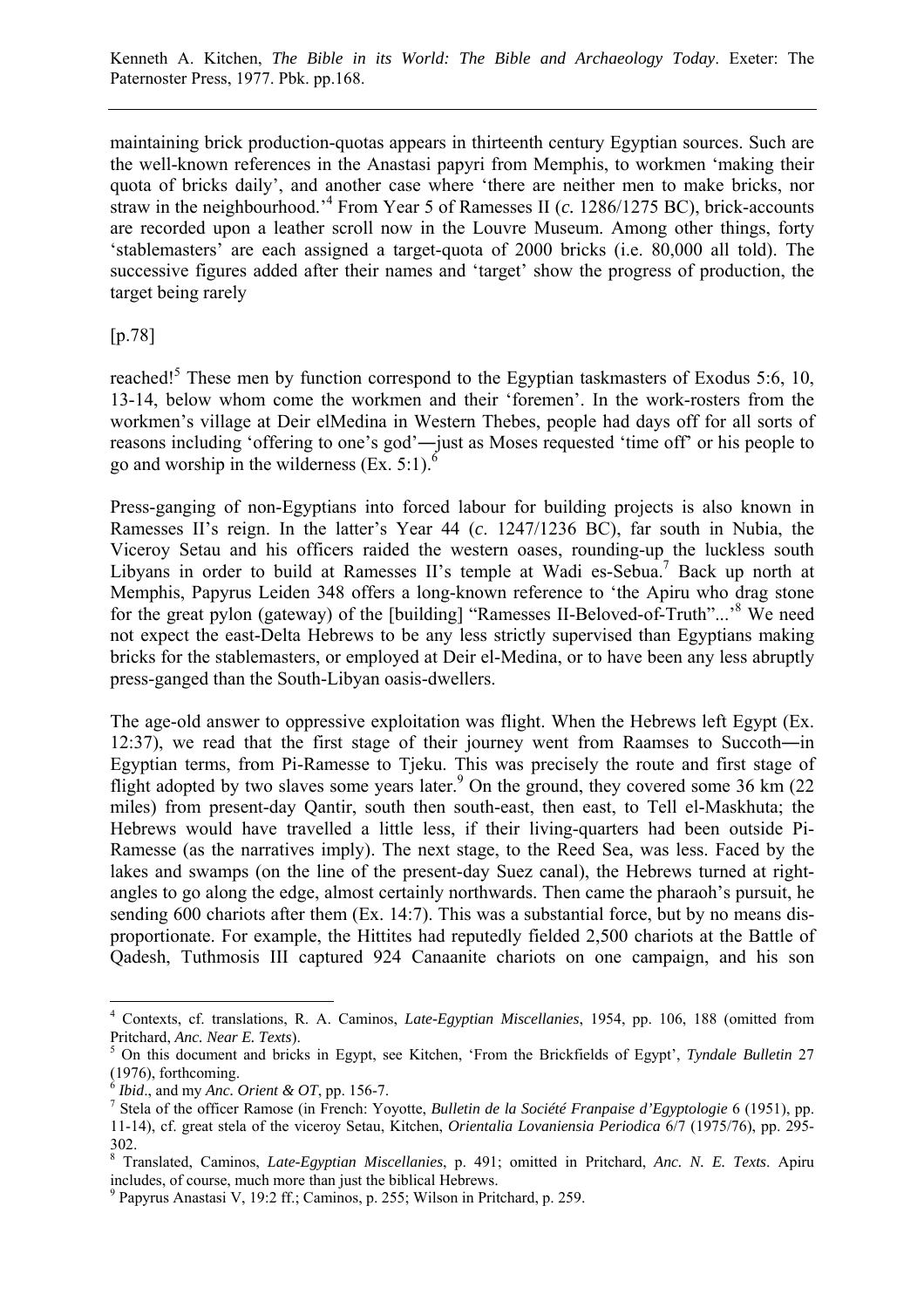maintaining brick production-quotas appears in thirteenth century Egyptian sources. Such are the well-known references in the Anastasi papyri from Memphis, to workmen 'making their quota of bricks daily', and another case where 'there are neither men to make bricks, nor straw in the neighbourhood.'[4] From Year 5 of Ramesses II (*c.* 1286/1275 BC), brick-accounts are recorded upon a leather scroll now in the Louvre Museum. Among other things, forty 'stablemasters' are each assigned a target-quota of 2000 bricks (i.e. 80,000 all told). The successive figures added after their names and 'target' show the progress of production, the target being rarely

[p.78]

reached![5] These men by function correspond to the Egyptian taskmasters of Exodus 5:6, 10, 13-14, below whom come the workmen and their 'foremen'. In the work-rosters from the workmen's village at Deir elMedina in Western Thebes, people had days off for all sorts of reasons including 'offering to one's god'—just as Moses requested 'time off' or his people to go and worship in the wilderness (Ex. 5:1).[6]

Press-ganging of non-Egyptians into forced labour for building projects is also known in Ramesses II's reign. In the latter's Year 44 (*c.* 1247/1236 BC), far south in Nubia, the Viceroy Setau and his officers raided the western oases, rounding-up the luckless south Libyans in order to build at Ramesses II's temple at Wadi es-Sebua.[7] Back up north at Memphis, Papyrus Leiden 348 offers a long-known reference to 'the Apiru who drag stone for the great pylon (gateway) of the [building] "Ramesses II-Beloved-of-Truth"...'[8] We need not expect the east-Delta Hebrews to be any less strictly supervised than Egyptians making bricks for the stablemasters, or employed at Deir el-Medina, or to have been any less abruptly press-ganged than the South-Libyan oasis-dwellers.

The age-old answer to oppressive exploitation was flight. When the Hebrews left Egypt (Ex. 12:37), we read that the first stage of their journey went from Raamses to Succoth—in Egyptian terms, from Pi-Ramesse to Tjeku. This was precisely the route and first stage of flight adopted by two slaves some years later.[9] On the ground, they covered some 36 km (22 miles) from present-day Qantir, south then south-east, then east, to Tell el-Maskhuta; the Hebrews would have travelled a little less, if their living-quarters had been outside Pi-Ramesse (as the narratives imply). The next stage, to the Reed Sea, was less. Faced by the lakes and swamps (on the line of the present-day Suez canal), the Hebrews turned at right-angles to go along the edge, almost certainly northwards. Then came the pharaoh's pursuit, he sending 600 chariots after them (Ex. 14:7). This was a substantial force, but by no means dis-proportionate. For example, the Hittites had reputedly fielded 2,500 chariots at the Battle of Qadesh, Tuthmosis III captured 924 Canaanite chariots on one campaign, and his son

---

[4] Contexts, cf. translations, R. A. Caminos, *Late-Egyptian Miscellanies*, 1954, pp. 106, 188 (omitted from Pritchard, *Anc. Near E. Texts*).

[5] On this document and bricks in Egypt, see Kitchen, 'From the Brickfields of Egypt', *Tyndale Bulletin* 27 (1976), forthcoming.

[6] *Ibid*., and my *Anc. Orient & OT*, pp. 156-7.

[7] Stela of the officer Ramose (in French: Yoyotte, *Bulletin de la Société Franpaise d'Egyptologie* 6 (1951), pp. 11-14), cf. great stela of the viceroy Setau, Kitchen, *Orientalia Lovaniensia Periodica* 6/7 (1975/76), pp. 295-302.

[8] Translated, Caminos, *Late-Egyptian Miscellanies*, p. 491; omitted in Pritchard, *Anc. N. E. Texts*. Apiru includes, of course, much more than just the biblical Hebrews.

[9] Papyrus Anastasi V, 19:2 ff.; Caminos, p. 255; Wilson in Pritchard, p. 259.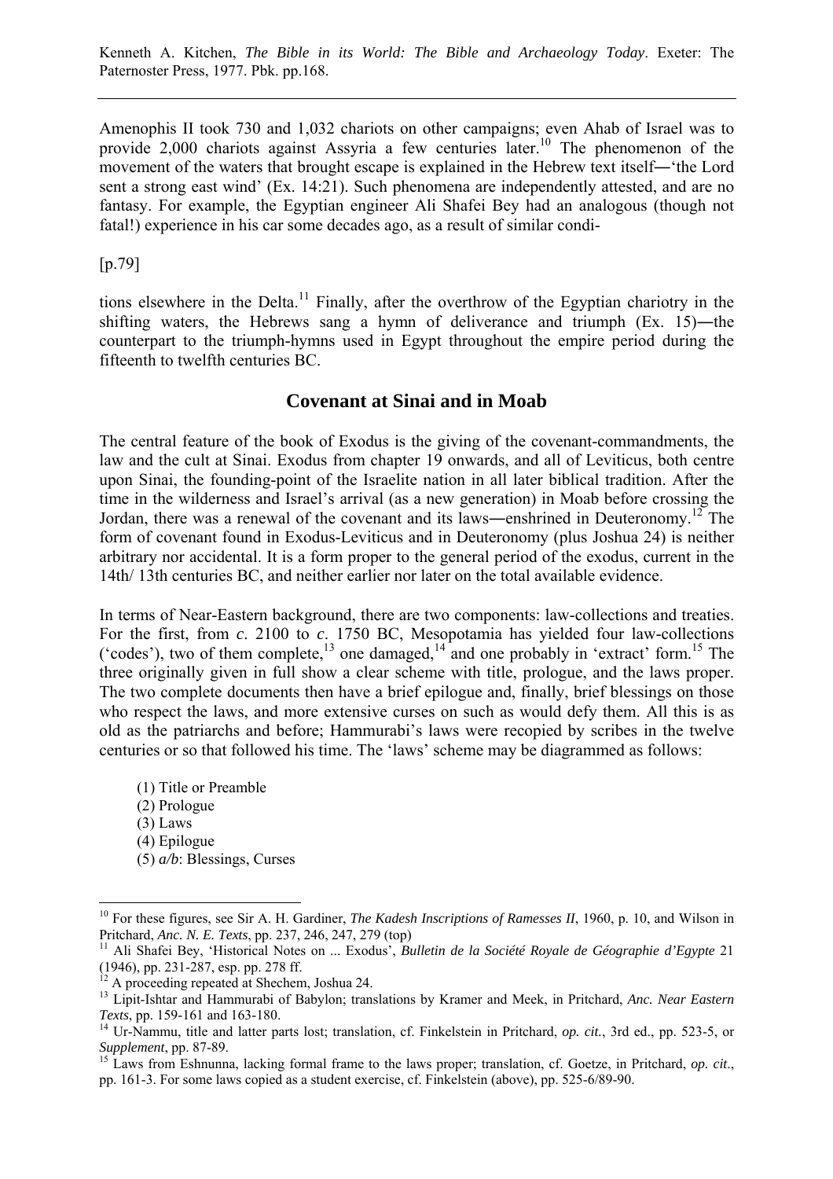Amenophis II took 730 and 1,032 chariots on other campaigns; even Ahab of Israel was to provide 2,000 chariots against Assyria a few centuries later.[10] The phenomenon of the movement of the waters that brought escape is explained in the Hebrew text itself―'the Lord sent a strong east wind' (Ex. 14:21). Such phenomena are independently attested, and are no fantasy. For example, the Egyptian engineer Ali Shafei Bey had an analogous (though not fatal!) experience in his car some decades ago, as a result of similar condi-

[p.79]

tions elsewhere in the Delta.[11] Finally, after the overthrow of the Egyptian chariotry in the shifting waters, the Hebrews sang a hymn of deliverance and triumph (Ex. 15)―the counterpart to the triumph-hymns used in Egypt throughout the empire period during the fifteenth to twelfth centuries BC.

## Covenant at Sinai and in Moab

The central feature of the book of Exodus is the giving of the covenant-commandments, the law and the cult at Sinai. Exodus from chapter 19 onwards, and all of Leviticus, both centre upon Sinai, the founding-point of the Israelite nation in all later biblical tradition. After the time in the wilderness and Israel's arrival (as a new generation) in Moab before crossing the Jordan, there was a renewal of the covenant and its laws―enshrined in Deuteronomy.[12] The form of covenant found in Exodus-Leviticus and in Deuteronomy (plus Joshua 24) is neither arbitrary nor accidental. It is a form proper to the general period of the exodus, current in the 14th/ 13th centuries BC, and neither earlier nor later on the total available evidence.

In terms of Near-Eastern background, there are two components: law-collections and treaties. For the first, from *c*. 2100 to *c*. 1750 BC, Mesopotamia has yielded four law-collections ('codes'), two of them complete,[13] one damaged,[14] and one probably in 'extract' form.[15] The three originally given in full show a clear scheme with title, prologue, and the laws proper. The two complete documents then have a brief epilogue and, finally, brief blessings on those who respect the laws, and more extensive curses on such as would defy them. All this is as old as the patriarchs and before; Hammurabi's laws were recopied by scribes in the twelve centuries or so that followed his time. The 'laws' scheme may be diagrammed as follows:

(1) Title or Preamble
(2) Prologue
(3) Laws
(4) Epilogue
(5) *a/b*: Blessings, Curses

---

[10] For these figures, see Sir A. H. Gardiner, *The Kadesh Inscriptions of Ramesses II*, 1960, p. 10, and Wilson in Pritchard, *Anc. N. E. Texts*, pp. 237, 246, 247, 279 (top)

[11] Ali Shafei Bey, 'Historical Notes on ... Exodus', *Bulletin de la Société Royale de Géographie d'Egypte* 21 (1946), pp. 231-287, esp. pp. 278 ff.

[12] A proceeding repeated at Shechem, Joshua 24.

[13] Lipit-Ishtar and Hammurabi of Babylon; translations by Kramer and Meek, in Pritchard, *Anc. Near Eastern Texts*, pp. 159-161 and 163-180.

[14] Ur-Nammu, title and latter parts lost; translation, cf. Finkelstein in Pritchard, *op. cit.*, 3rd ed., pp. 523-5, or *Supplement*, pp. 87-89.

[15] Laws from Eshnunna, lacking formal frame to the laws proper; translation, cf. Goetze, in Pritchard, *op. cit*., pp. 161-3. For some laws copied as a student exercise, cf. Finkelstein (above), pp. 525-6/89-90.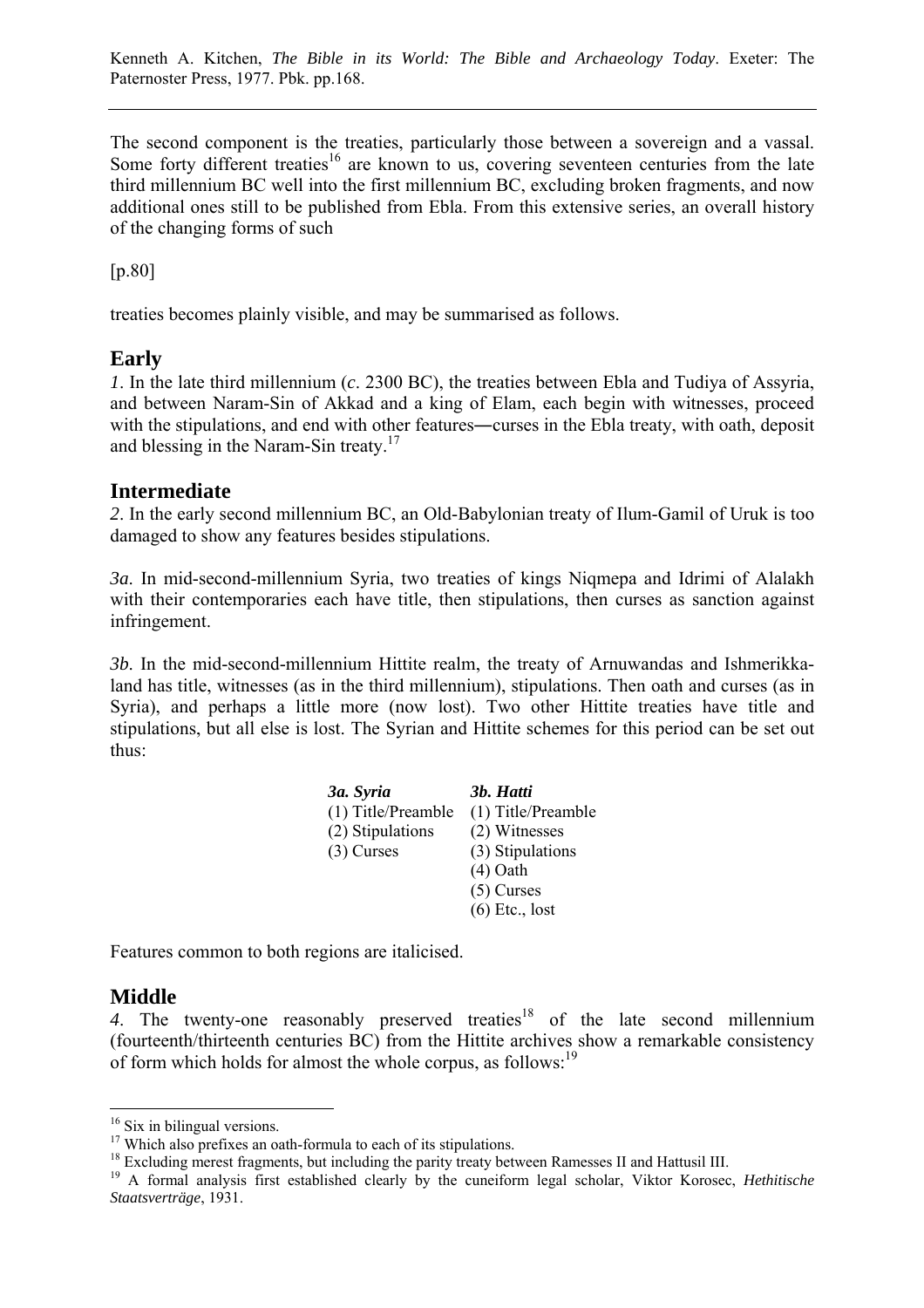The second component is the treaties, particularly those between a sovereign and a vassal. Some forty different treaties[16] are known to us, covering seventeen centuries from the late third millennium BC well into the first millennium BC, excluding broken fragments, and now additional ones still to be published from Ebla. From this extensive series, an overall history of the changing forms of such

[p.80]

treaties becomes plainly visible, and may be summarised as follows.

## Early

*1*. In the late third millennium (*c*. 2300 BC), the treaties between Ebla and Tudiya of Assyria, and between Naram-Sin of Akkad and a king of Elam, each begin with witnesses, proceed with the stipulations, and end with other features―curses in the Ebla treaty, with oath, deposit and blessing in the Naram-Sin treaty.[17]

## Intermediate

*2*. In the early second millennium BC, an Old-Babylonian treaty of Ilum-Gamil of Uruk is too damaged to show any features besides stipulations.

*3a*. In mid-second-millennium Syria, two treaties of kings Niqmepa and Idrimi of Alalakh with their contemporaries each have title, then stipulations, then curses as sanction against infringement.

*3b*. In the mid-second-millennium Hittite realm, the treaty of Arnuwandas and Ishmerikka-land has title, witnesses (as in the third millennium), stipulations. Then oath and curses (as in Syria), and perhaps a little more (now lost). Two other Hittite treaties have title and stipulations, but all else is lost. The Syrian and Hittite schemes for this period can be set out thus:

| *3a. Syria* | *3b. Hatti* |
|---|---|
| (1) Title/Preamble | (1) Title/Preamble |
| (2) Stipulations | (2) Witnesses |
| (3) Curses | (3) Stipulations |
| | (4) Oath |
| | (5) Curses |
| | (6) Etc., lost |

Features common to both regions are italicised.

## Middle

*4*. The twenty-one reasonably preserved treaties[18] of the late second millennium (fourteenth/thirteenth centuries BC) from the Hittite archives show a remarkable consistency of form which holds for almost the whole corpus, as follows:[19]

---

[16] Six in bilingual versions.

[17] Which also prefixes an oath-formula to each of its stipulations.

[18] Excluding merest fragments, but including the parity treaty between Ramesses II and Hattusil III.

[19] A formal analysis first established clearly by the cuneiform legal scholar, Viktor Korosec, *Hethitische Staatsverträge*, 1931.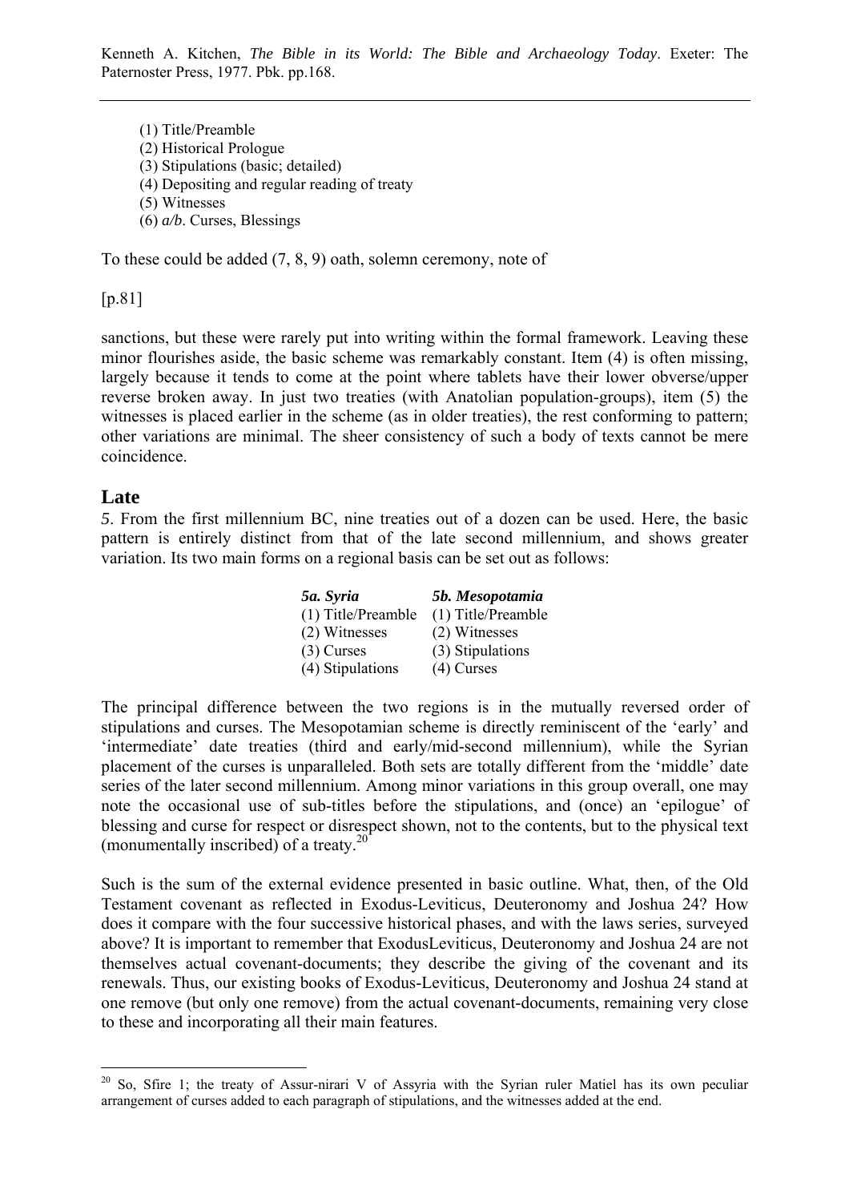(1) Title/Preamble
(2) Historical Prologue
(3) Stipulations (basic; detailed)
(4) Depositing and regular reading of treaty
(5) Witnesses
(6) *a/b*. Curses, Blessings

To these could be added (7, 8, 9) oath, solemn ceremony, note of

[p.81]

sanctions, but these were rarely put into writing within the formal framework. Leaving these minor flourishes aside, the basic scheme was remarkably constant. Item (4) is often missing, largely because it tends to come at the point where tablets have their lower obverse/upper reverse broken away. In just two treaties (with Anatolian population-groups), item (5) the witnesses is placed earlier in the scheme (as in older treaties), the rest conforming to pattern; other variations are minimal. The sheer consistency of such a body of texts cannot be mere coincidence.

## Late

*5*. From the first millennium BC, nine treaties out of a dozen can be used. Here, the basic pattern is entirely distinct from that of the late second millennium, and shows greater variation. Its two main forms on a regional basis can be set out as follows:

| ***5a. Syria*** | ***5b. Mesopotamia*** |
|---|---|
| (1) Title/Preamble | (1) Title/Preamble |
| (2) Witnesses | (2) Witnesses |
| (3) Curses | (3) Stipulations |
| (4) Stipulations | (4) Curses |

The principal difference between the two regions is in the mutually reversed order of stipulations and curses. The Mesopotamian scheme is directly reminiscent of the 'early' and 'intermediate' date treaties (third and early/mid-second millennium), while the Syrian placement of the curses is unparalleled. Both sets are totally different from the 'middle' date series of the later second millennium. Among minor variations in this group overall, one may note the occasional use of sub-titles before the stipulations, and (once) an 'epilogue' of blessing and curse for respect or disrespect shown, not to the contents, but to the physical text (monumentally inscribed) of a treaty.[20]

Such is the sum of the external evidence presented in basic outline. What, then, of the Old Testament covenant as reflected in Exodus-Leviticus, Deuteronomy and Joshua 24? How does it compare with the four successive historical phases, and with the laws series, surveyed above? It is important to remember that ExodusLeviticus, Deuteronomy and Joshua 24 are not themselves actual covenant-documents; they describe the giving of the covenant and its renewals. Thus, our existing books of Exodus-Leviticus, Deuteronomy and Joshua 24 stand at one remove (but only one remove) from the actual covenant-documents, remaining very close to these and incorporating all their main features.

[20] So, Sfire 1; the treaty of Assur-nirari V of Assyria with the Syrian ruler Matiel has its own peculiar arrangement of curses added to each paragraph of stipulations, and the witnesses added at the end.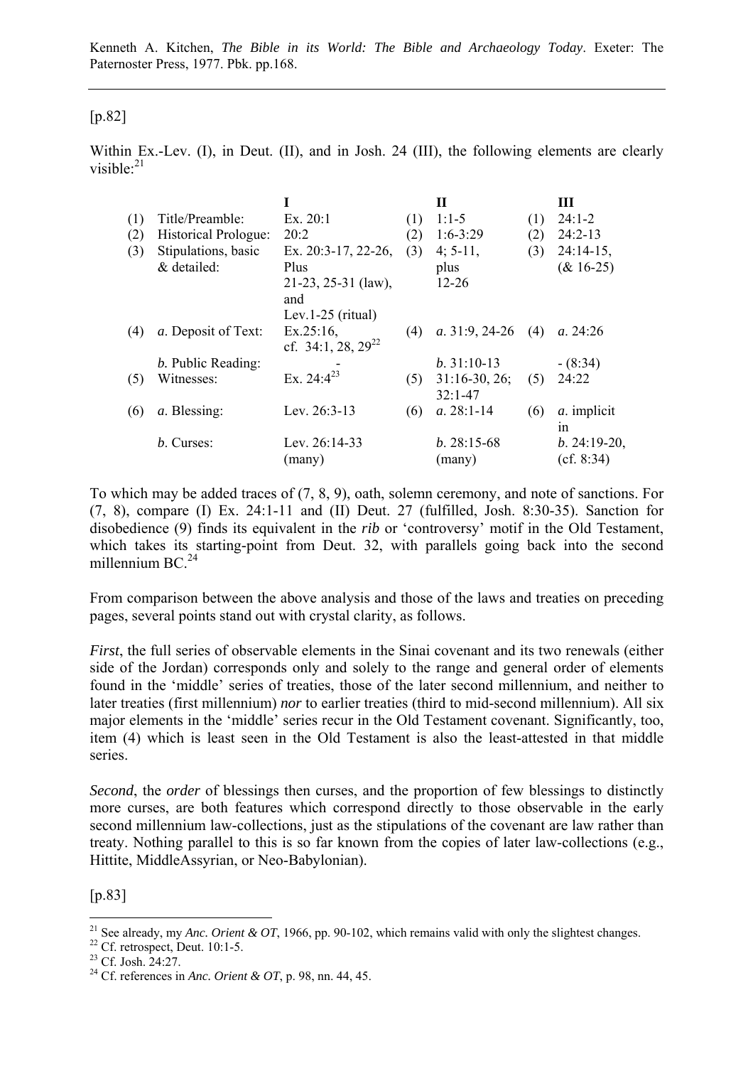Kenneth A. Kitchen, *The Bible in its World: The Bible and Archaeology Today*. Exeter: The Paternoster Press, 1977. Pbk. pp.168.

[p.82]

Within Ex.-Lev. (I), in Deut. (II), and in Josh. 24 (III), the following elements are clearly visible:[21]

| | | I | | II | | III |
|---|---|---|---|---|---|---|
| (1) | Title/Preamble: | Ex. 20:1 | (1) | 1:1-5 | (1) | 24:1-2 |
| (2) | Historical Prologue: | 20:2 | (2) | 1:6-3:29 | (2) | 24:2-13 |
| (3) | Stipulations, basic & detailed: | Ex. 20:3-17, 22-26, Plus 21-23, 25-31 (law), and Lev.1-25 (ritual) | (3) | 4; 5-11, plus 12-26 | (3) | 24:14-15, (& 16-25) |
| (4) | *a*. Deposit of Text: | Ex.25:16, cf. 34:1, 28, 29[22] | (4) | *a*. 31:9, 24-26 | (4) | *a*. 24:26 |
| | *b*. Public Reading: | - | | *b*. 31:10-13 | | - (8:34) |
| (5) | Witnesses: | Ex. 24:4[23] | (5) | 31:16-30, 26; 32:1-47 | (5) | 24:22 |
| (6) | *a*. Blessing: | Lev. 26:3-13 | (6) | *a*. 28:1-14 | (6) | *a*. implicit in |
| | *b*. Curses: | Lev. 26:14-33 (many) | | *b*. 28:15-68 (many) | | *b*. 24:19-20, (cf. 8:34) |

To which may be added traces of (7, 8, 9), oath, solemn ceremony, and note of sanctions. For (7, 8), compare (I) Ex. 24:1-11 and (II) Deut. 27 (fulfilled, Josh. 8:30-35). Sanction for disobedience (9) finds its equivalent in the *rib* or 'controversy' motif in the Old Testament, which takes its starting-point from Deut. 32, with parallels going back into the second millennium BC.[24]

From comparison between the above analysis and those of the laws and treaties on preceding pages, several points stand out with crystal clarity, as follows.

*First*, the full series of observable elements in the Sinai covenant and its two renewals (either side of the Jordan) corresponds only and solely to the range and general order of elements found in the 'middle' series of treaties, those of the later second millennium, and neither to later treaties (first millennium) *nor* to earlier treaties (third to mid-second millennium). All six major elements in the 'middle' series recur in the Old Testament covenant. Significantly, too, item (4) which is least seen in the Old Testament is also the least-attested in that middle series.

*Second*, the *order* of blessings then curses, and the proportion of few blessings to distinctly more curses, are both features which correspond directly to those observable in the early second millennium law-collections, just as the stipulations of the covenant are law rather than treaty. Nothing parallel to this is so far known from the copies of later law-collections (e.g., Hittite, MiddleAssyrian, or Neo-Babylonian).

[p.83]

---

[21] See already, my *Anc. Orient & OT*, 1966, pp. 90-102, which remains valid with only the slightest changes.

[22] Cf. retrospect, Deut. 10:1-5.

[23] Cf. Josh. 24:27.

[24] Cf. references in *Anc. Orient & OT*, p. 98, nn. 44, 45.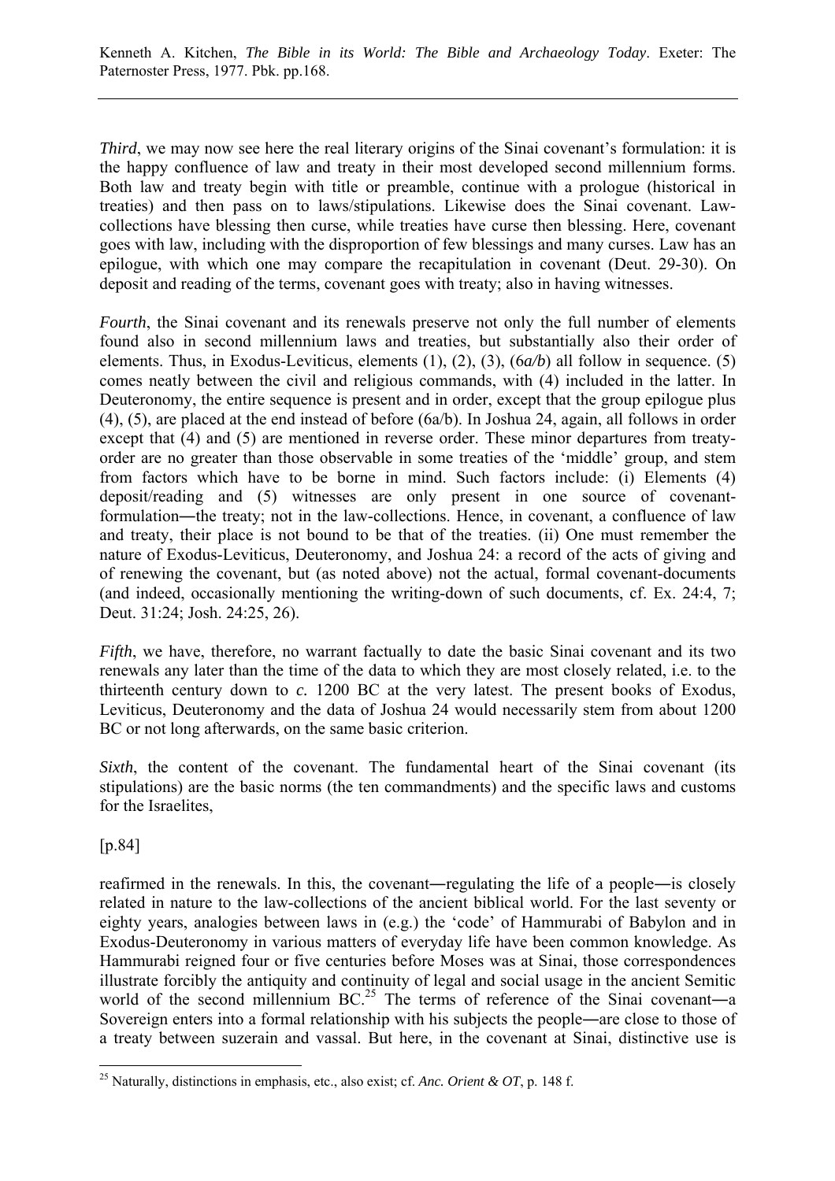*Third*, we may now see here the real literary origins of the Sinai covenant's formulation: it is the happy confluence of law and treaty in their most developed second millennium forms. Both law and treaty begin with title or preamble, continue with a prologue (historical in treaties) and then pass on to laws/stipulations. Likewise does the Sinai covenant. Law-collections have blessing then curse, while treaties have curse then blessing. Here, covenant goes with law, including with the disproportion of few blessings and many curses. Law has an epilogue, with which one may compare the recapitulation in covenant (Deut. 29-30). On deposit and reading of the terms, covenant goes with treaty; also in having witnesses.

*Fourth*, the Sinai covenant and its renewals preserve not only the full number of elements found also in second millennium laws and treaties, but substantially also their order of elements. Thus, in Exodus-Leviticus, elements (1), (2), (3), (6*a/b*) all follow in sequence. (5) comes neatly between the civil and religious commands, with (4) included in the latter. In Deuteronomy, the entire sequence is present and in order, except that the group epilogue plus (4), (5), are placed at the end instead of before (6a/b). In Joshua 24, again, all follows in order except that (4) and (5) are mentioned in reverse order. These minor departures from treaty-order are no greater than those observable in some treaties of the 'middle' group, and stem from factors which have to be borne in mind. Such factors include: (i) Elements (4) deposit/reading and (5) witnesses are only present in one source of covenant-formulation―the treaty; not in the law-collections. Hence, in covenant, a confluence of law and treaty, their place is not bound to be that of the treaties. (ii) One must remember the nature of Exodus-Leviticus, Deuteronomy, and Joshua 24: a record of the acts of giving and of renewing the covenant, but (as noted above) not the actual, formal covenant-documents (and indeed, occasionally mentioning the writing-down of such documents, cf. Ex. 24:4, 7; Deut. 31:24; Josh. 24:25, 26).

*Fifth*, we have, therefore, no warrant factually to date the basic Sinai covenant and its two renewals any later than the time of the data to which they are most closely related, i.e. to the thirteenth century down to *c.* 1200 BC at the very latest. The present books of Exodus, Leviticus, Deuteronomy and the data of Joshua 24 would necessarily stem from about 1200 BC or not long afterwards, on the same basic criterion.

*Sixth*, the content of the covenant. The fundamental heart of the Sinai covenant (its stipulations) are the basic norms (the ten commandments) and the specific laws and customs for the Israelites,

[p.84]

reafirmed in the renewals. In this, the covenant―regulating the life of a people―is closely related in nature to the law-collections of the ancient biblical world. For the last seventy or eighty years, analogies between laws in (e.g.) the 'code' of Hammurabi of Babylon and in Exodus-Deuteronomy in various matters of everyday life have been common knowledge. As Hammurabi reigned four or five centuries before Moses was at Sinai, those correspondences illustrate forcibly the antiquity and continuity of legal and social usage in the ancient Semitic world of the second millennium BC.[25] The terms of reference of the Sinai covenant―a Sovereign enters into a formal relationship with his subjects the people―are close to those of a treaty between suzerain and vassal. But here, in the covenant at Sinai, distinctive use is

[25] Naturally, distinctions in emphasis, etc., also exist; cf. *Anc. Orient & OT*, p. 148 f.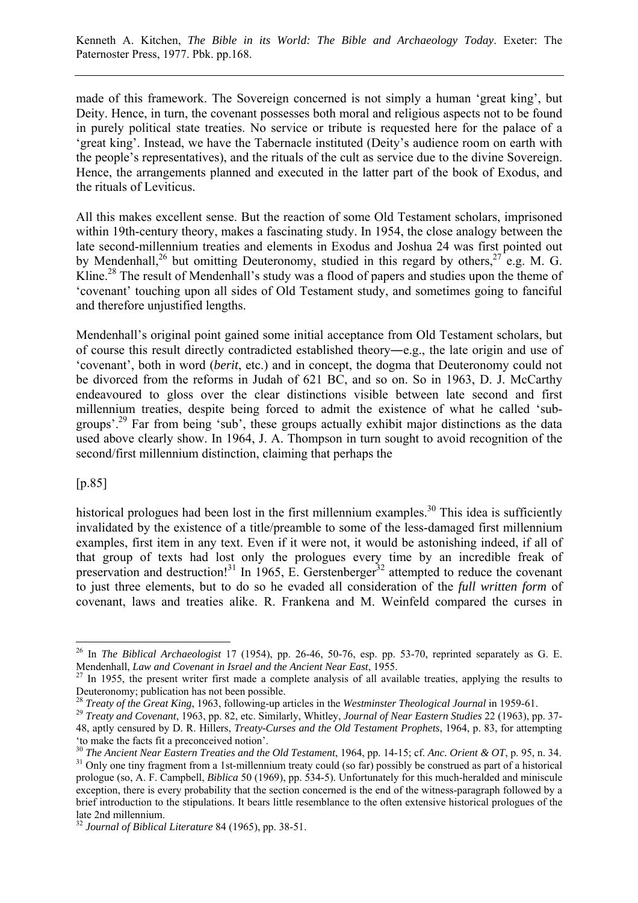made of this framework. The Sovereign concerned is not simply a human 'great king', but Deity. Hence, in turn, the covenant possesses both moral and religious aspects not to be found in purely political state treaties. No service or tribute is requested here for the palace of a 'great king'. Instead, we have the Tabernacle instituted (Deity's audience room on earth with the people's representatives), and the rituals of the cult as service due to the divine Sovereign. Hence, the arrangements planned and executed in the latter part of the book of Exodus, and the rituals of Leviticus.

All this makes excellent sense. But the reaction of some Old Testament scholars, imprisoned within 19th-century theory, makes a fascinating study. In 1954, the close analogy between the late second-millennium treaties and elements in Exodus and Joshua 24 was first pointed out by Mendenhall,[26] but omitting Deuteronomy, studied in this regard by others,[27] e.g. M. G. Kline.[28] The result of Mendenhall's study was a flood of papers and studies upon the theme of 'covenant' touching upon all sides of Old Testament study, and sometimes going to fanciful and therefore unjustified lengths.

Mendenhall's original point gained some initial acceptance from Old Testament scholars, but of course this result directly contradicted established theory―e.g., the late origin and use of 'covenant', both in word (*berit*, etc.) and in concept, the dogma that Deuteronomy could not be divorced from the reforms in Judah of 621 BC, and so on. So in 1963, D. J. McCarthy endeavoured to gloss over the clear distinctions visible between late second and first millennium treaties, despite being forced to admit the existence of what he called 'sub-groups'.[29] Far from being 'sub', these groups actually exhibit major distinctions as the data used above clearly show. In 1964, J. A. Thompson in turn sought to avoid recognition of the second/first millennium distinction, claiming that perhaps the

[p.85]

historical prologues had been lost in the first millennium examples.[30] This idea is sufficiently invalidated by the existence of a title/preamble to some of the less-damaged first millennium examples, first item in any text. Even if it were not, it would be astonishing indeed, if all of that group of texts had lost only the prologues every time by an incredible freak of preservation and destruction![31] In 1965, E. Gerstenberger[32] attempted to reduce the covenant to just three elements, but to do so he evaded all consideration of the *full written form* of covenant, laws and treaties alike. R. Frankena and M. Weinfeld compared the curses in

---

[26] In *The Biblical Archaeologist* 17 (1954), pp. 26-46, 50-76, esp. pp. 53-70, reprinted separately as G. E. Mendenhall, *Law and Covenant in Israel and the Ancient Near East*, 1955.

[27] In 1955, the present writer first made a complete analysis of all available treaties, applying the results to Deuteronomy; publication has not been possible.

[28] *Treaty of the Great King*, 1963, following-up articles in the *Westminster Theological Journal* in 1959-61.

[29] *Treaty and Covenant*, 1963, pp. 82, etc. Similarly, Whitley, *Journal of Near Eastern Studies* 22 (1963), pp. 37-48, aptly censured by D. R. Hillers, *Treaty-Curses and the Old Testament Prophets*, 1964, p. 83, for attempting 'to make the facts fit a preconceived notion'.

[30] *The Ancient Near Eastern Treaties and the Old Testament*, 1964, pp. 14-15; cf. *Anc. Orient & OT*, p. 95, n. 34.

[31] Only one tiny fragment from a 1st-millennium treaty could (so far) possibly be construed as part of a historical prologue (so, A. F. Campbell, *Biblica* 50 (1969), pp. 534-5). Unfortunately for this much-heralded and miniscule exception, there is every probability that the section concerned is the end of the witness-paragraph followed by a brief introduction to the stipulations. It bears little resemblance to the often extensive historical prologues of the late 2nd millennium.

[32] *Journal of Biblical Literature* 84 (1965), pp. 38-51.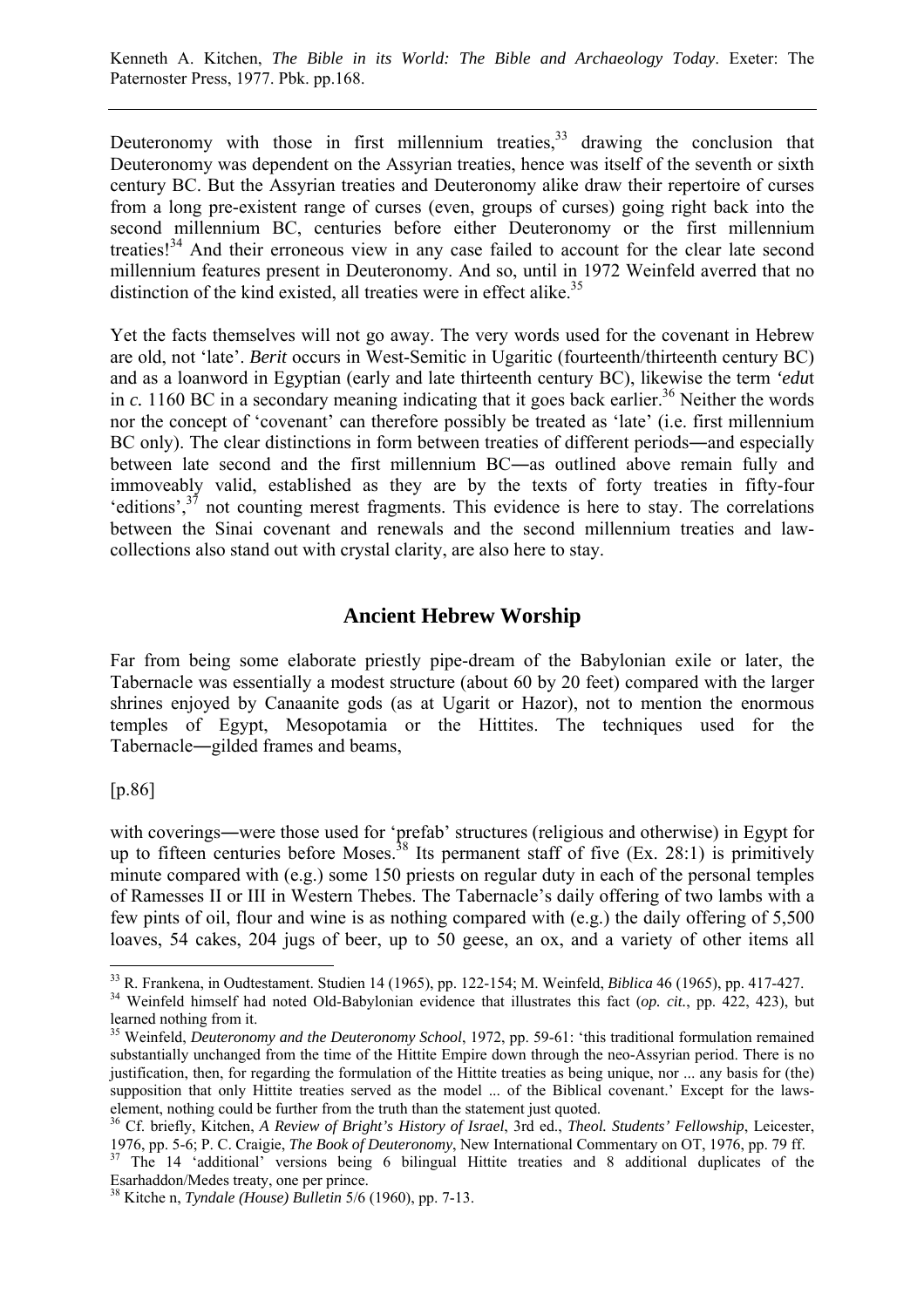Deuteronomy with those in first millennium treaties,[33] drawing the conclusion that Deuteronomy was dependent on the Assyrian treaties, hence was itself of the seventh or sixth century BC. But the Assyrian treaties and Deuteronomy alike draw their repertoire of curses from a long pre-existent range of curses (even, groups of curses) going right back into the second millennium BC, centuries before either Deuteronomy or the first millennium treaties![34] And their erroneous view in any case failed to account for the clear late second millennium features present in Deuteronomy. And so, until in 1972 Weinfeld averred that no distinction of the kind existed, all treaties were in effect alike.[35]

Yet the facts themselves will not go away. The very words used for the covenant in Hebrew are old, not 'late'. *Berit* occurs in West-Semitic in Ugaritic (fourteenth/thirteenth century BC) and as a loanword in Egyptian (early and late thirteenth century BC), likewise the term *'edu*t in *c.* 1160 BC in a secondary meaning indicating that it goes back earlier.[36] Neither the words nor the concept of 'covenant' can therefore possibly be treated as 'late' (i.e. first millennium BC only). The clear distinctions in form between treaties of different periods―and especially between late second and the first millennium BC―as outlined above remain fully and immoveably valid, established as they are by the texts of forty treaties in fifty-four 'editions',[37] not counting merest fragments. This evidence is here to stay. The correlations between the Sinai covenant and renewals and the second millennium treaties and law-collections also stand out with crystal clarity, are also here to stay.

## Ancient Hebrew Worship

Far from being some elaborate priestly pipe-dream of the Babylonian exile or later, the Tabernacle was essentially a modest structure (about 60 by 20 feet) compared with the larger shrines enjoyed by Canaanite gods (as at Ugarit or Hazor), not to mention the enormous temples of Egypt, Mesopotamia or the Hittites. The techniques used for the Tabernacle―gilded frames and beams,

[p.86]

with coverings―were those used for 'prefab' structures (religious and otherwise) in Egypt for up to fifteen centuries before Moses.[38] Its permanent staff of five (Ex. 28:1) is primitively minute compared with (e.g.) some 150 priests on regular duty in each of the personal temples of Ramesses II or III in Western Thebes. The Tabernacle's daily offering of two lambs with a few pints of oil, flour and wine is as nothing compared with (e.g.) the daily offering of 5,500 loaves, 54 cakes, 204 jugs of beer, up to 50 geese, an ox, and a variety of other items all

---

[33] R. Frankena, in Oudtestament. Studien 14 (1965), pp. 122-154; M. Weinfeld, *Biblica* 46 (1965), pp. 417-427.

[34] Weinfeld himself had noted Old-Babylonian evidence that illustrates this fact (*op. cit.*, pp. 422, 423), but learned nothing from it.

[35] Weinfeld, *Deuteronomy and the Deuteronomy School*, 1972, pp. 59-61: 'this traditional formulation remained substantially unchanged from the time of the Hittite Empire down through the neo-Assyrian period. There is no justification, then, for regarding the formulation of the Hittite treaties as being unique, nor ... any basis for (the) supposition that only Hittite treaties served as the model ... of the Biblical covenant.' Except for the laws-element, nothing could be further from the truth than the statement just quoted.

[36] Cf. briefly, Kitchen, *A Review of Bright's History of Israel*, 3rd ed., *Theol. Students' Fellowship*, Leicester, 1976, pp. 5-6; P. C. Craigie, *The Book of Deuteronomy*, New International Commentary on OT, 1976, pp. 79 ff.

[37] The 14 'additional' versions being 6 bilingual Hittite treaties and 8 additional duplicates of the Esarhaddon/Medes treaty, one per prince.

[38] Kitche n, *Tyndale (House) Bulletin* 5/6 (1960), pp. 7-13.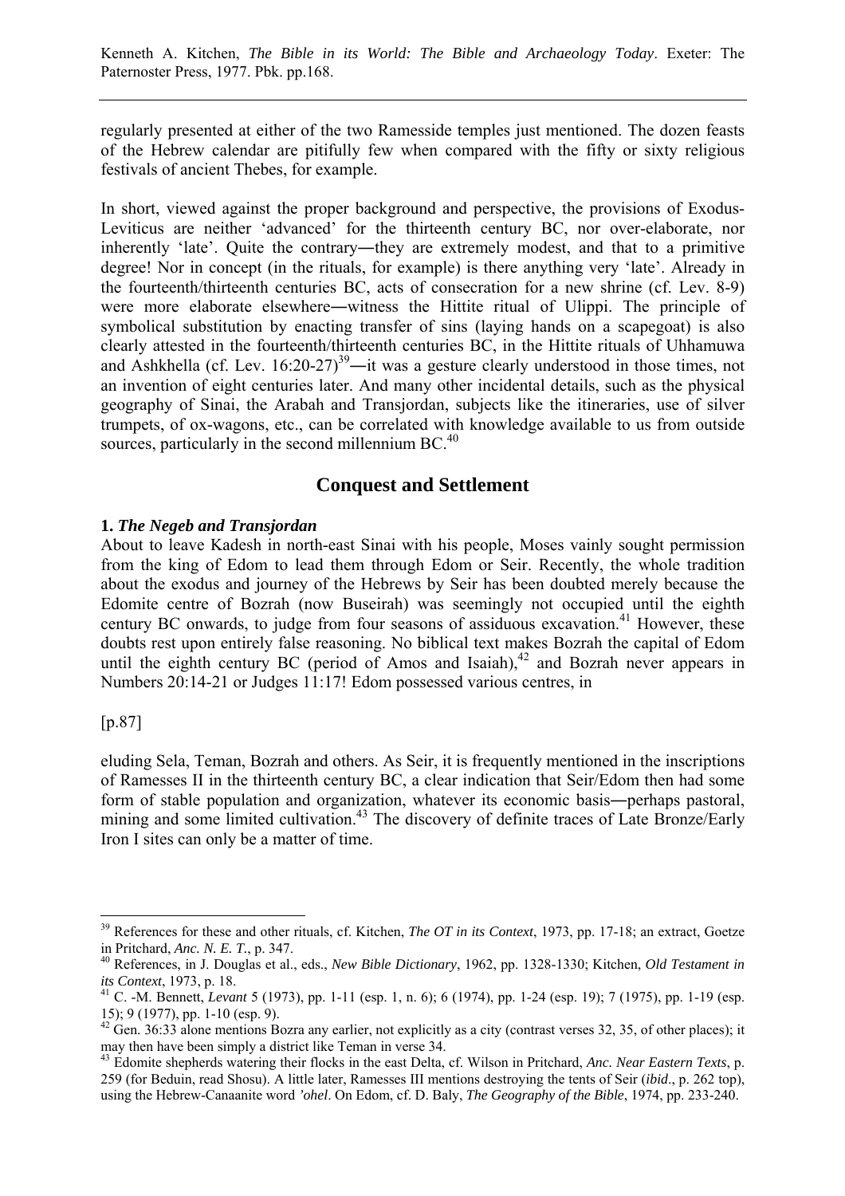regularly presented at either of the two Ramesside temples just mentioned. The dozen feasts of the Hebrew calendar are pitifully few when compared with the fifty or sixty religious festivals of ancient Thebes, for example.

In short, viewed against the proper background and perspective, the provisions of Exodus-Leviticus are neither 'advanced' for the thirteenth century BC, nor over-elaborate, nor inherently 'late'. Quite the contrary―they are extremely modest, and that to a primitive degree! Nor in concept (in the rituals, for example) is there anything very 'late'. Already in the fourteenth/thirteenth centuries BC, acts of consecration for a new shrine (cf. Lev. 8-9) were more elaborate elsewhere―witness the Hittite ritual of Ulippi. The principle of symbolical substitution by enacting transfer of sins (laying hands on a scapegoat) is also clearly attested in the fourteenth/thirteenth centuries BC, in the Hittite rituals of Uhhamuwa and Ashkhella (cf. Lev. 16:20-27)[39]―it was a gesture clearly understood in those times, not an invention of eight centuries later. And many other incidental details, such as the physical geography of Sinai, the Arabah and Transjordan, subjects like the itineraries, use of silver trumpets, of ox-wagons, etc., can be correlated with knowledge available to us from outside sources, particularly in the second millennium BC.[40]

## Conquest and Settlement

### 1. *The Negeb and Transjordan*

About to leave Kadesh in north-east Sinai with his people, Moses vainly sought permission from the king of Edom to lead them through Edom or Seir. Recently, the whole tradition about the exodus and journey of the Hebrews by Seir has been doubted merely because the Edomite centre of Bozrah (now Buseirah) was seemingly not occupied until the eighth century BC onwards, to judge from four seasons of assiduous excavation.[41] However, these doubts rest upon entirely false reasoning. No biblical text makes Bozrah the capital of Edom until the eighth century BC (period of Amos and Isaiah),[42] and Bozrah never appears in Numbers 20:14-21 or Judges 11:17! Edom possessed various centres, in

[p.87]

eluding Sela, Teman, Bozrah and others. As Seir, it is frequently mentioned in the inscriptions of Ramesses II in the thirteenth century BC, a clear indication that Seir/Edom then had some form of stable population and organization, whatever its economic basis―perhaps pastoral, mining and some limited cultivation.[43] The discovery of definite traces of Late Bronze/Early Iron I sites can only be a matter of time.

---

[39] References for these and other rituals, cf. Kitchen, *The OT in its Context*, 1973, pp. 17-18; an extract, Goetze in Pritchard, *Anc. N. E. T.*, p. 347.

[40] References, in J. Douglas et al., eds., *New Bible Dictionary*, 1962, pp. 1328-1330; Kitchen, *Old Testament in its Context*, 1973, p. 18.

[41] C. -M. Bennett, *Levant* 5 (1973), pp. 1-11 (esp. 1, n. 6); 6 (1974), pp. 1-24 (esp. 19); 7 (1975), pp. 1-19 (esp. 15); 9 (1977), pp. 1-10 (esp. 9).

[42] Gen. 36:33 alone mentions Bozra any earlier, not explicitly as a city (contrast verses 32, 35, of other places); it may then have been simply a district like Teman in verse 34.

[43] Edomite shepherds watering their flocks in the east Delta, cf. Wilson in Pritchard, *Anc. Near Eastern Texts*, p. 259 (for Beduin, read Shosu). A little later, Ramesses III mentions destroying the tents of Seir (*ibid*., p. 262 top), using the Hebrew-Canaanite word *'ohel*. On Edom, cf. D. Baly, *The Geography of the Bible*, 1974, pp. 233-240.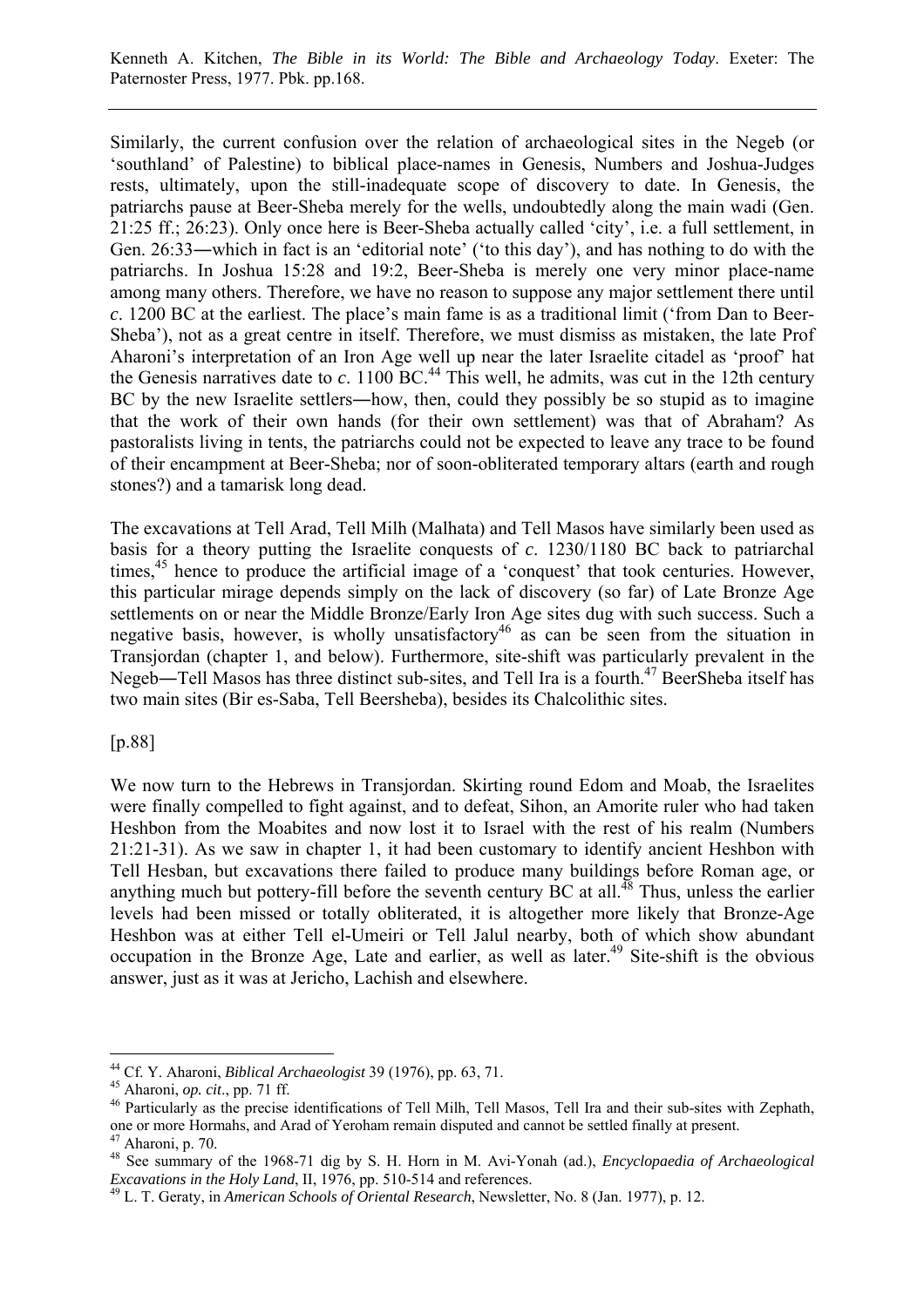Similarly, the current confusion over the relation of archaeological sites in the Negeb (or 'southland' of Palestine) to biblical place-names in Genesis, Numbers and Joshua-Judges rests, ultimately, upon the still-inadequate scope of discovery to date. In Genesis, the patriarchs pause at Beer-Sheba merely for the wells, undoubtedly along the main wadi (Gen. 21:25 ff.; 26:23). Only once here is Beer-Sheba actually called 'city', i.e. a full settlement, in Gen. 26:33―which in fact is an 'editorial note' ('to this day'), and has nothing to do with the patriarchs. In Joshua 15:28 and 19:2, Beer-Sheba is merely one very minor place-name among many others. Therefore, we have no reason to suppose any major settlement there until *c*. 1200 BC at the earliest. The place's main fame is as a traditional limit ('from Dan to Beer-Sheba'), not as a great centre in itself. Therefore, we must dismiss as mistaken, the late Prof Aharoni's interpretation of an Iron Age well up near the later Israelite citadel as 'proof' hat the Genesis narratives date to *c*. 1100 BC.[44] This well, he admits, was cut in the 12th century BC by the new Israelite settlers―how, then, could they possibly be so stupid as to imagine that the work of their own hands (for their own settlement) was that of Abraham? As pastoralists living in tents, the patriarchs could not be expected to leave any trace to be found of their encampment at Beer-Sheba; nor of soon-obliterated temporary altars (earth and rough stones?) and a tamarisk long dead.

The excavations at Tell Arad, Tell Milh (Malhata) and Tell Masos have similarly been used as basis for a theory putting the Israelite conquests of *c*. 1230/1180 BC back to patriarchal times,[45] hence to produce the artificial image of a 'conquest' that took centuries. However, this particular mirage depends simply on the lack of discovery (so far) of Late Bronze Age settlements on or near the Middle Bronze/Early Iron Age sites dug with such success. Such a negative basis, however, is wholly unsatisfactory[46] as can be seen from the situation in Transjordan (chapter 1, and below). Furthermore, site-shift was particularly prevalent in the Negeb―Tell Masos has three distinct sub-sites, and Tell Ira is a fourth.[47] BeerSheba itself has two main sites (Bir es-Saba, Tell Beersheba), besides its Chalcolithic sites.

[p.88]

We now turn to the Hebrews in Transjordan. Skirting round Edom and Moab, the Israelites were finally compelled to fight against, and to defeat, Sihon, an Amorite ruler who had taken Heshbon from the Moabites and now lost it to Israel with the rest of his realm (Numbers 21:21-31). As we saw in chapter 1, it had been customary to identify ancient Heshbon with Tell Hesban, but excavations there failed to produce many buildings before Roman age, or anything much but pottery-fill before the seventh century BC at all.[48] Thus, unless the earlier levels had been missed or totally obliterated, it is altogether more likely that Bronze-Age Heshbon was at either Tell el-Umeiri or Tell Jalul nearby, both of which show abundant occupation in the Bronze Age, Late and earlier, as well as later.[49] Site-shift is the obvious answer, just as it was at Jericho, Lachish and elsewhere.

---

[44] Cf. Y. Aharoni, *Biblical Archaeologist* 39 (1976), pp. 63, 71.

[45] Aharoni, *op. cit*., pp. 71 ff.

[46] Particularly as the precise identifications of Tell Milh, Tell Masos, Tell Ira and their sub-sites with Zephath, one or more Hormahs, and Arad of Yeroham remain disputed and cannot be settled finally at present.

[47] Aharoni, p. 70.

[48] See summary of the 1968-71 dig by S. H. Horn in M. Avi-Yonah (ad.), *Encyclopaedia of Archaeological Excavations in the Holy Land*, II, 1976, pp. 510-514 and references.

[49] L. T. Geraty, in *American Schools of Oriental Research*, Newsletter, No. 8 (Jan. 1977), p. 12.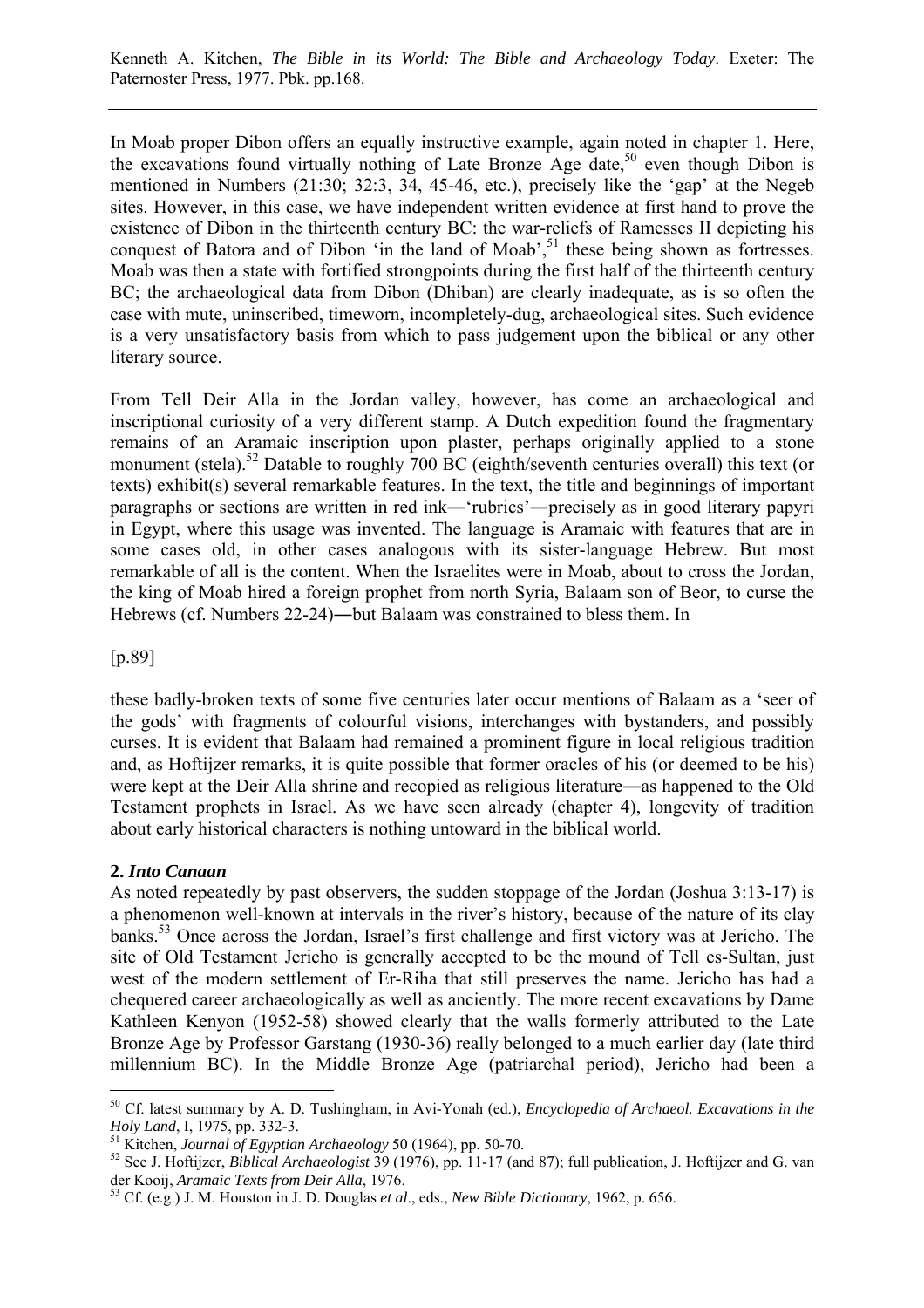In Moab proper Dibon offers an equally instructive example, again noted in chapter 1. Here, the excavations found virtually nothing of Late Bronze Age date,[50] even though Dibon is mentioned in Numbers (21:30; 32:3, 34, 45-46, etc.), precisely like the 'gap' at the Negeb sites. However, in this case, we have independent written evidence at first hand to prove the existence of Dibon in the thirteenth century BC: the war-reliefs of Ramesses II depicting his conquest of Batora and of Dibon 'in the land of Moab',[51] these being shown as fortresses. Moab was then a state with fortified strongpoints during the first half of the thirteenth century BC; the archaeological data from Dibon (Dhiban) are clearly inadequate, as is so often the case with mute, uninscribed, timeworn, incompletely-dug, archaeological sites. Such evidence is a very unsatisfactory basis from which to pass judgement upon the biblical or any other literary source.

From Tell Deir Alla in the Jordan valley, however, has come an archaeological and inscriptional curiosity of a very different stamp. A Dutch expedition found the fragmentary remains of an Aramaic inscription upon plaster, perhaps originally applied to a stone monument (stela).[52] Datable to roughly 700 BC (eighth/seventh centuries overall) this text (or texts) exhibit(s) several remarkable features. In the text, the title and beginnings of important paragraphs or sections are written in red ink―'rubrics'―precisely as in good literary papyri in Egypt, where this usage was invented. The language is Aramaic with features that are in some cases old, in other cases analogous with its sister-language Hebrew. But most remarkable of all is the content. When the Israelites were in Moab, about to cross the Jordan, the king of Moab hired a foreign prophet from north Syria, Balaam son of Beor, to curse the Hebrews (cf. Numbers 22-24)―but Balaam was constrained to bless them. In

[p.89]

these badly-broken texts of some five centuries later occur mentions of Balaam as a 'seer of the gods' with fragments of colourful visions, interchanges with bystanders, and possibly curses. It is evident that Balaam had remained a prominent figure in local religious tradition and, as Hoftijzer remarks, it is quite possible that former oracles of his (or deemed to be his) were kept at the Deir Alla shrine and recopied as religious literature―as happened to the Old Testament prophets in Israel. As we have seen already (chapter 4), longevity of tradition about early historical characters is nothing untoward in the biblical world.

**2. *Into Canaan***

As noted repeatedly by past observers, the sudden stoppage of the Jordan (Joshua 3:13-17) is a phenomenon well-known at intervals in the river's history, because of the nature of its clay banks.[53] Once across the Jordan, Israel's first challenge and first victory was at Jericho. The site of Old Testament Jericho is generally accepted to be the mound of Tell es-Sultan, just west of the modern settlement of Er-Riha that still preserves the name. Jericho has had a chequered career archaeologically as well as anciently. The more recent excavations by Dame Kathleen Kenyon (1952-58) showed clearly that the walls formerly attributed to the Late Bronze Age by Professor Garstang (1930-36) really belonged to a much earlier day (late third millennium BC). In the Middle Bronze Age (patriarchal period), Jericho had been a

---

[50] Cf. latest summary by A. D. Tushingham, in Avi-Yonah (ed.), *Encyclopedia of Archaeol. Excavations in the Holy Land*, I, 1975, pp. 332-3.

[51] Kitchen, *Journal of Egyptian Archaeology* 50 (1964), pp. 50-70.

[52] See J. Hoftijzer, *Biblical Archaeologist* 39 (1976), pp. 11-17 (and 87); full publication, J. Hoftijzer and G. van der Kooij, *Aramaic Texts from Deir Alla*, 1976.

[53] Cf. (e.g.) J. M. Houston in J. D. Douglas *et al*., eds., *New Bible Dictionary*, 1962, p. 656.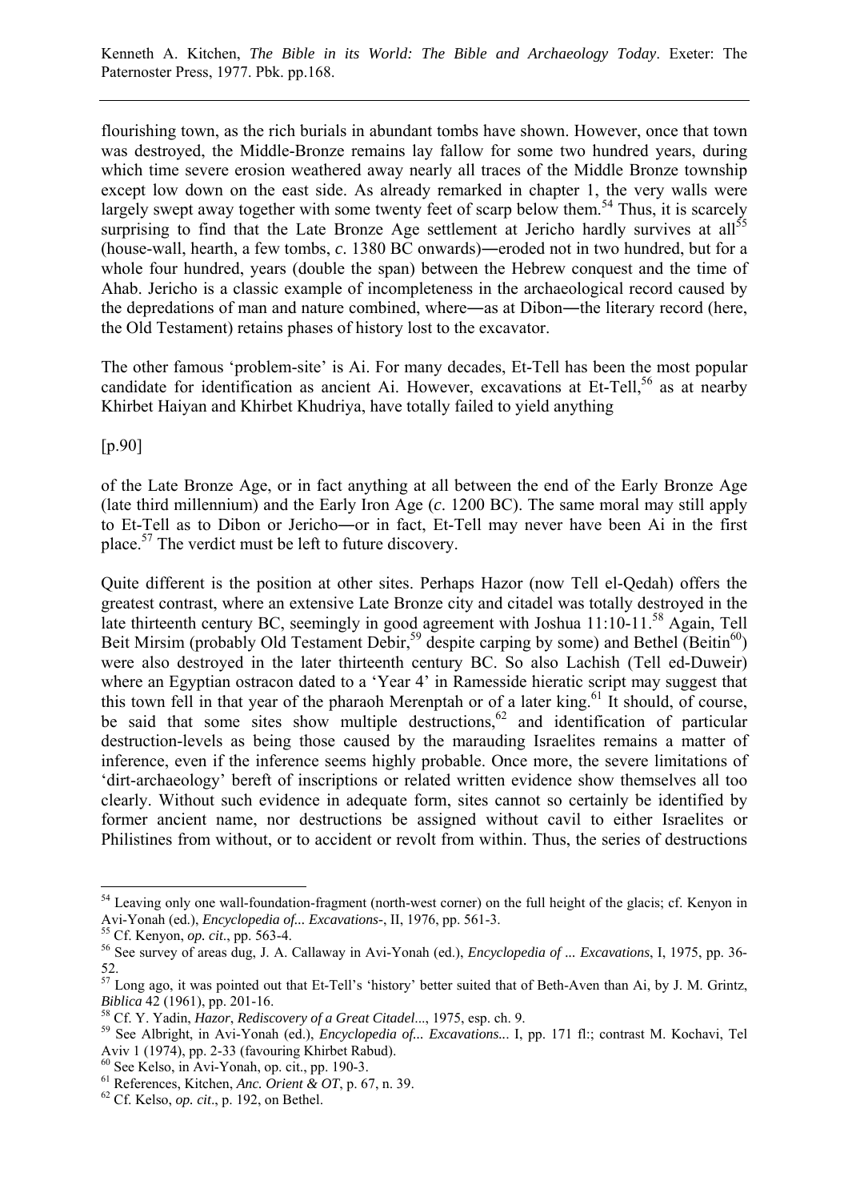flourishing town, as the rich burials in abundant tombs have shown. However, once that town was destroyed, the Middle-Bronze remains lay fallow for some two hundred years, during which time severe erosion weathered away nearly all traces of the Middle Bronze township except low down on the east side. As already remarked in chapter 1, the very walls were largely swept away together with some twenty feet of scarp below them.[54] Thus, it is scarcely surprising to find that the Late Bronze Age settlement at Jericho hardly survives at all[55] (house-wall, hearth, a few tombs, *c*. 1380 BC onwards)―eroded not in two hundred, but for a whole four hundred, years (double the span) between the Hebrew conquest and the time of Ahab. Jericho is a classic example of incompleteness in the archaeological record caused by the depredations of man and nature combined, where―as at Dibon―the literary record (here, the Old Testament) retains phases of history lost to the excavator.

The other famous 'problem-site' is Ai. For many decades, Et-Tell has been the most popular candidate for identification as ancient Ai. However, excavations at Et-Tell,[56] as at nearby Khirbet Haiyan and Khirbet Khudriya, have totally failed to yield anything

[p.90]

of the Late Bronze Age, or in fact anything at all between the end of the Early Bronze Age (late third millennium) and the Early Iron Age (*c*. 1200 BC). The same moral may still apply to Et-Tell as to Dibon or Jericho―or in fact, Et-Tell may never have been Ai in the first place.[57] The verdict must be left to future discovery.

Quite different is the position at other sites. Perhaps Hazor (now Tell el-Qedah) offers the greatest contrast, where an extensive Late Bronze city and citadel was totally destroyed in the late thirteenth century BC, seemingly in good agreement with Joshua 11:10-11.[58] Again, Tell Beit Mirsim (probably Old Testament Debir,[59] despite carping by some) and Bethel (Beitin[60]) were also destroyed in the later thirteenth century BC. So also Lachish (Tell ed-Duweir) where an Egyptian ostracon dated to a 'Year 4' in Ramesside hieratic script may suggest that this town fell in that year of the pharaoh Merenptah or of a later king.[61] It should, of course, be said that some sites show multiple destructions,[62] and identification of particular destruction-levels as being those caused by the marauding Israelites remains a matter of inference, even if the inference seems highly probable. Once more, the severe limitations of 'dirt-archaeology' bereft of inscriptions or related written evidence show themselves all too clearly. Without such evidence in adequate form, sites cannot so certainly be identified by former ancient name, nor destructions be assigned without cavil to either Israelites or Philistines from without, or to accident or revolt from within. Thus, the series of destructions

---

[54] Leaving only one wall-foundation-fragment (north-west corner) on the full height of the glacis; cf. Kenyon in Avi-Yonah (ed.), *Encyclopedia of... Excavations-*, II, 1976, pp. 561-3.

[55] Cf. Kenyon, *op. cit*., pp. 563-4.

[56] See survey of areas dug, J. A. Callaway in Avi-Yonah (ed.), *Encyclopedia of ... Excavations*, I, 1975, pp. 36-52.

[57] Long ago, it was pointed out that Et-Tell's 'history' better suited that of Beth-Aven than Ai, by J. M. Grintz, *Biblica* 42 (1961), pp. 201-16.

[58] Cf. Y. Yadin, *Hazor*, *Rediscovery of a Great Citadel*..., 1975, esp. ch. 9.

[59] See Albright, in Avi-Yonah (ed.), *Encyclopedia of... Excavations...* I, pp. 171 fl:; contrast M. Kochavi, Tel Aviv 1 (1974), pp. 2-33 (favouring Khirbet Rabud).

[60] See Kelso, in Avi-Yonah, op. cit., pp. 190-3.

[61] References, Kitchen, *Anc. Orient & OT*, p. 67, n. 39.

[62] Cf. Kelso, *op. cit*., p. 192, on Bethel.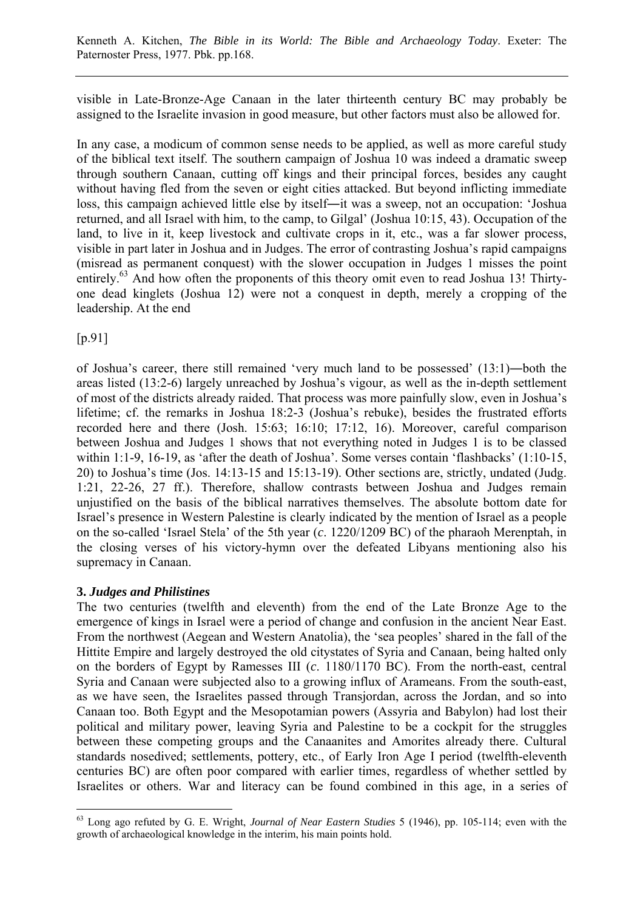visible in Late-Bronze-Age Canaan in the later thirteenth century BC may probably be assigned to the Israelite invasion in good measure, but other factors must also be allowed for.

In any case, a modicum of common sense needs to be applied, as well as more careful study of the biblical text itself. The southern campaign of Joshua 10 was indeed a dramatic sweep through southern Canaan, cutting off kings and their principal forces, besides any caught without having fled from the seven or eight cities attacked. But beyond inflicting immediate loss, this campaign achieved little else by itself―it was a sweep, not an occupation: 'Joshua returned, and all Israel with him, to the camp, to Gilgal' (Joshua 10:15, 43). Occupation of the land, to live in it, keep livestock and cultivate crops in it, etc., was a far slower process, visible in part later in Joshua and in Judges. The error of contrasting Joshua's rapid campaigns (misread as permanent conquest) with the slower occupation in Judges 1 misses the point entirely.[63] And how often the proponents of this theory omit even to read Joshua 13! Thirty-one dead kinglets (Joshua 12) were not a conquest in depth, merely a cropping of the leadership. At the end

[p.91]

of Joshua's career, there still remained 'very much land to be possessed' (13:1)―both the areas listed (13:2-6) largely unreached by Joshua's vigour, as well as the in-depth settlement of most of the districts already raided. That process was more painfully slow, even in Joshua's lifetime; cf. the remarks in Joshua 18:2-3 (Joshua's rebuke), besides the frustrated efforts recorded here and there (Josh. 15:63; 16:10; 17:12, 16). Moreover, careful comparison between Joshua and Judges 1 shows that not everything noted in Judges 1 is to be classed within 1:1-9, 16-19, as 'after the death of Joshua'. Some verses contain 'flashbacks' (1:10-15, 20) to Joshua's time (Jos. 14:13-15 and 15:13-19). Other sections are, strictly, undated (Judg. 1:21, 22-26, 27 ff.). Therefore, shallow contrasts between Joshua and Judges remain unjustified on the basis of the biblical narratives themselves. The absolute bottom date for Israel's presence in Western Palestine is clearly indicated by the mention of Israel as a people on the so-called 'Israel Stela' of the 5th year (*c.* 1220/1209 BC) of the pharaoh Merenptah, in the closing verses of his victory-hymn over the defeated Libyans mentioning also his supremacy in Canaan.

### 3. *Judges and Philistines*

The two centuries (twelfth and eleventh) from the end of the Late Bronze Age to the emergence of kings in Israel were a period of change and confusion in the ancient Near East. From the northwest (Aegean and Western Anatolia), the 'sea peoples' shared in the fall of the Hittite Empire and largely destroyed the old citystates of Syria and Canaan, being halted only on the borders of Egypt by Ramesses III (*c.* 1180/1170 BC). From the north-east, central Syria and Canaan were subjected also to a growing influx of Arameans. From the south-east, as we have seen, the Israelites passed through Transjordan, across the Jordan, and so into Canaan too. Both Egypt and the Mesopotamian powers (Assyria and Babylon) had lost their political and military power, leaving Syria and Palestine to be a cockpit for the struggles between these competing groups and the Canaanites and Amorites already there. Cultural standards nosedived; settlements, pottery, etc., of Early Iron Age I period (twelfth-eleventh centuries BC) are often poor compared with earlier times, regardless of whether settled by Israelites or others. War and literacy can be found combined in this age, in a series of

---

[63] Long ago refuted by G. E. Wright, *Journal of Near Eastern Studies* 5 (1946), pp. 105-114; even with the growth of archaeological knowledge in the interim, his main points hold.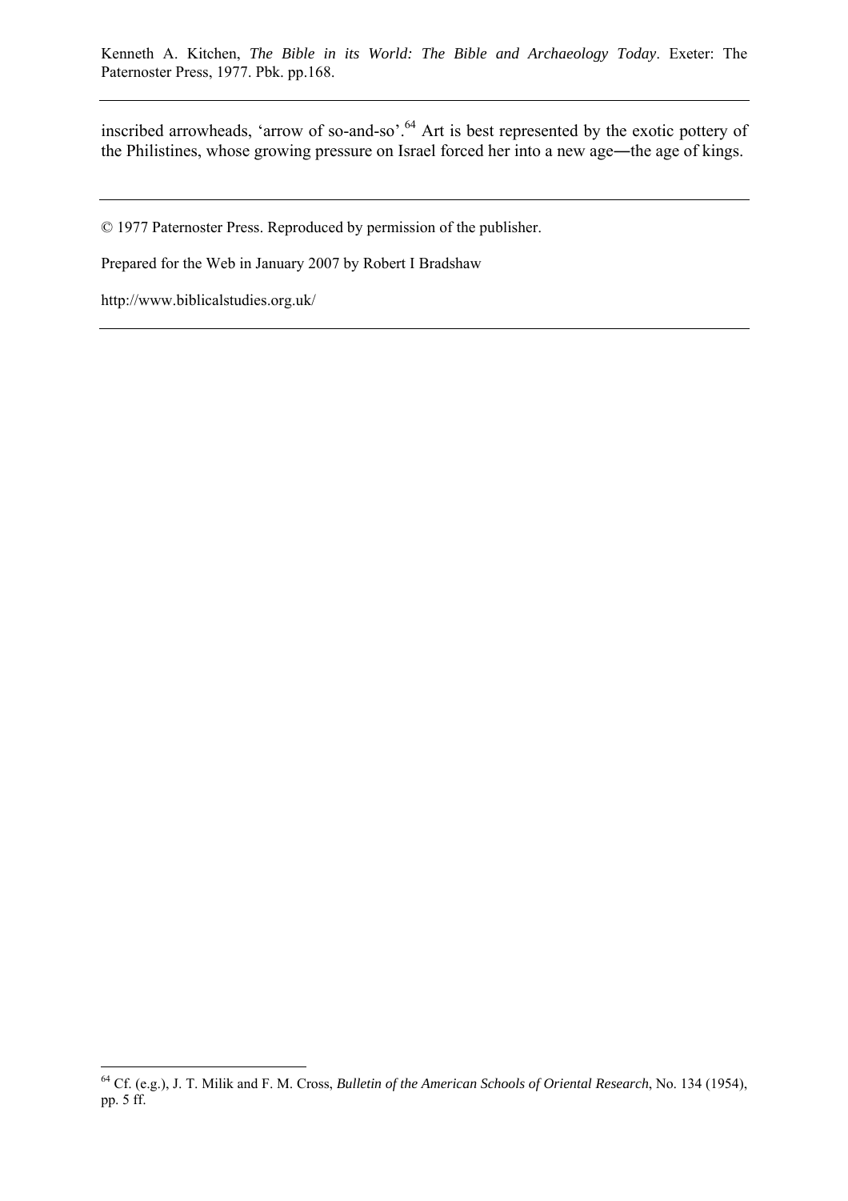inscribed arrowheads, 'arrow of so-and-so'.[64] Art is best represented by the exotic pottery of the Philistines, whose growing pressure on Israel forced her into a new age―the age of kings.

---

© 1977 Paternoster Press. Reproduced by permission of the publisher.

Prepared for the Web in January 2007 by Robert I Bradshaw

http://www.biblicalstudies.org.uk/

---

[64] Cf. (e.g.), J. T. Milik and F. M. Cross, *Bulletin of the American Schools of Oriental Research*, No. 134 (1954), pp. 5 ff.